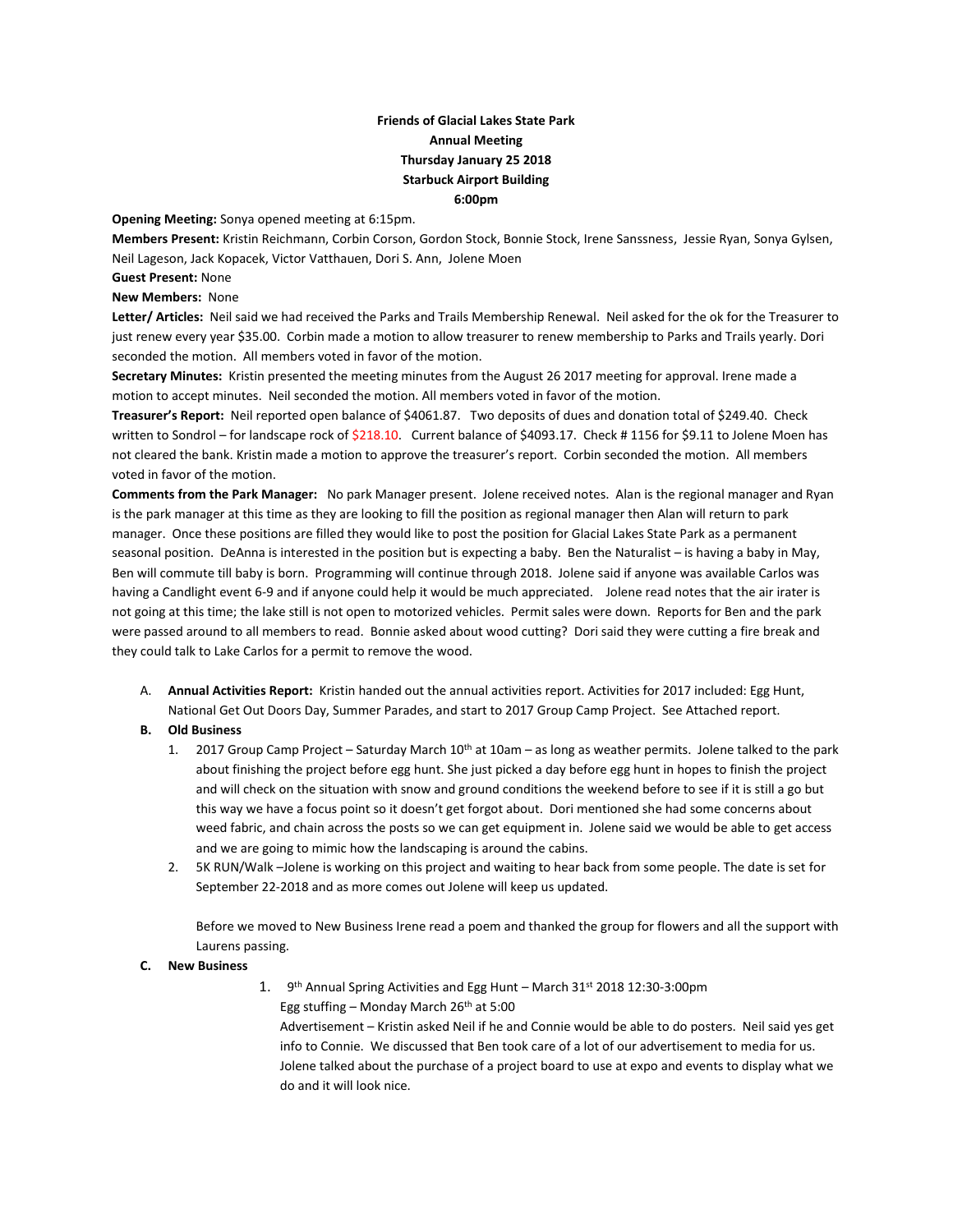**Friends of Glacial Lakes State Park**
**Annual Meeting**
**Thursday January 25 2018**
**Starbuck Airport Building**
**6:00pm**

**Opening Meeting:** Sonya opened meeting at 6:15pm.

**Members Present:** Kristin Reichmann, Corbin Corson, Gordon Stock, Bonnie Stock, Irene Sanssness, Jessie Ryan, Sonya Gylsen, Neil Lageson, Jack Kopacek, Victor Vatthauen, Dori S. Ann, Jolene Moen

**Guest Present:** None

**New Members:** None

**Letter/ Articles:** Neil said we had received the Parks and Trails Membership Renewal. Neil asked for the ok for the Treasurer to just renew every year $35.00. Corbin made a motion to allow treasurer to renew membership to Parks and Trails yearly. Dori seconded the motion. All members voted in favor of the motion.

**Secretary Minutes:** Kristin presented the meeting minutes from the August 26 2017 meeting for approval. Irene made a motion to accept minutes. Neil seconded the motion. All members voted in favor of the motion.

**Treasurer's Report:** Neil reported open balance of $4061.87. Two deposits of dues and donation total of $249.40. Check written to Sondrol – for landscape rock of $218.10. Current balance of $4093.17. Check # 1156 for $9.11 to Jolene Moen has not cleared the bank. Kristin made a motion to approve the treasurer's report. Corbin seconded the motion. All members voted in favor of the motion.

**Comments from the Park Manager:** No park Manager present. Jolene received notes. Alan is the regional manager and Ryan is the park manager at this time as they are looking to fill the position as regional manager then Alan will return to park manager. Once these positions are filled they would like to post the position for Glacial Lakes State Park as a permanent seasonal position. DeAnna is interested in the position but is expecting a baby. Ben the Naturalist – is having a baby in May, Ben will commute till baby is born. Programming will continue through 2018. Jolene said if anyone was available Carlos was having a Candlight event 6-9 and if anyone could help it would be much appreciated. Jolene read notes that the air irater is not going at this time; the lake still is not open to motorized vehicles. Permit sales were down. Reports for Ben and the park were passed around to all members to read. Bonnie asked about wood cutting? Dori said they were cutting a fire break and they could talk to Lake Carlos for a permit to remove the wood.

A. **Annual Activities Report:** Kristin handed out the annual activities report. Activities for 2017 included: Egg Hunt, National Get Out Doors Day, Summer Parades, and start to 2017 Group Camp Project. See Attached report.

**B. Old Business**

1. 2017 Group Camp Project – Saturday March 10th at 10am – as long as weather permits. Jolene talked to the park about finishing the project before egg hunt. She just picked a day before egg hunt in hopes to finish the project and will check on the situation with snow and ground conditions the weekend before to see if it is still a go but this way we have a focus point so it doesn't get forgot about. Dori mentioned she had some concerns about weed fabric, and chain across the posts so we can get equipment in. Jolene said we would be able to get access and we are going to mimic how the landscaping is around the cabins.
2. 5K RUN/Walk –Jolene is working on this project and waiting to hear back from some people. The date is set for September 22-2018 and as more comes out Jolene will keep us updated.

   Before we moved to New Business Irene read a poem and thanked the group for flowers and all the support with Laurens passing.

**C. New Business**

1. 9th Annual Spring Activities and Egg Hunt – March 31st 2018 12:30-3:00pm
   Egg stuffing – Monday March 26th at 5:00
   Advertisement – Kristin asked Neil if he and Connie would be able to do posters. Neil said yes get info to Connie. We discussed that Ben took care of a lot of our advertisement to media for us. Jolene talked about the purchase of a project board to use at expo and events to display what we do and it will look nice.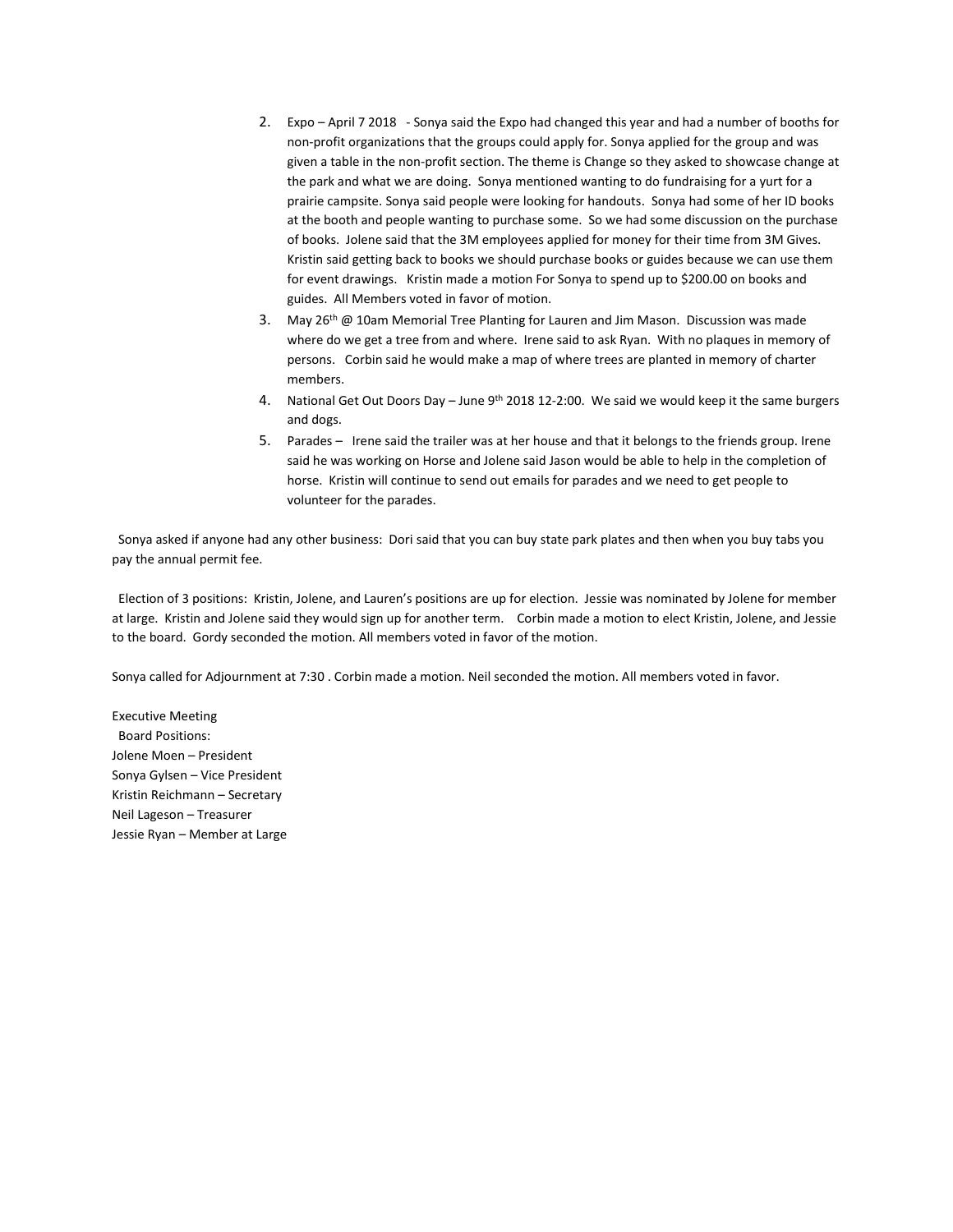2. Expo – April 7 2018 - Sonya said the Expo had changed this year and had a number of booths for non-profit organizations that the groups could apply for. Sonya applied for the group and was given a table in the non-profit section. The theme is Change so they asked to showcase change at the park and what we are doing. Sonya mentioned wanting to do fundraising for a yurt for a prairie campsite. Sonya said people were looking for handouts. Sonya had some of her ID books at the booth and people wanting to purchase some. So we had some discussion on the purchase of books. Jolene said that the 3M employees applied for money for their time from 3M Gives. Kristin said getting back to books we should purchase books or guides because we can use them for event drawings. Kristin made a motion For Sonya to spend up to $200.00 on books and guides. All Members voted in favor of motion.
3. May 26th @ 10am Memorial Tree Planting for Lauren and Jim Mason. Discussion was made where do we get a tree from and where. Irene said to ask Ryan. With no plaques in memory of persons. Corbin said he would make a map of where trees are planted in memory of charter members.
4. National Get Out Doors Day – June 9th 2018 12-2:00. We said we would keep it the same burgers and dogs.
5. Parades – Irene said the trailer was at her house and that it belongs to the friends group. Irene said he was working on Horse and Jolene said Jason would be able to help in the completion of horse. Kristin will continue to send out emails for parades and we need to get people to volunteer for the parades.

Sonya asked if anyone had any other business: Dori said that you can buy state park plates and then when you buy tabs you pay the annual permit fee.

Election of 3 positions: Kristin, Jolene, and Lauren's positions are up for election. Jessie was nominated by Jolene for member at large. Kristin and Jolene said they would sign up for another term. Corbin made a motion to elect Kristin, Jolene, and Jessie to the board. Gordy seconded the motion. All members voted in favor of the motion.

Sonya called for Adjournment at 7:30 . Corbin made a motion. Neil seconded the motion. All members voted in favor.

Executive Meeting
Board Positions:
Jolene Moen – President
Sonya Gylsen – Vice President
Kristin Reichmann – Secretary
Neil Lageson – Treasurer
Jessie Ryan – Member at Large